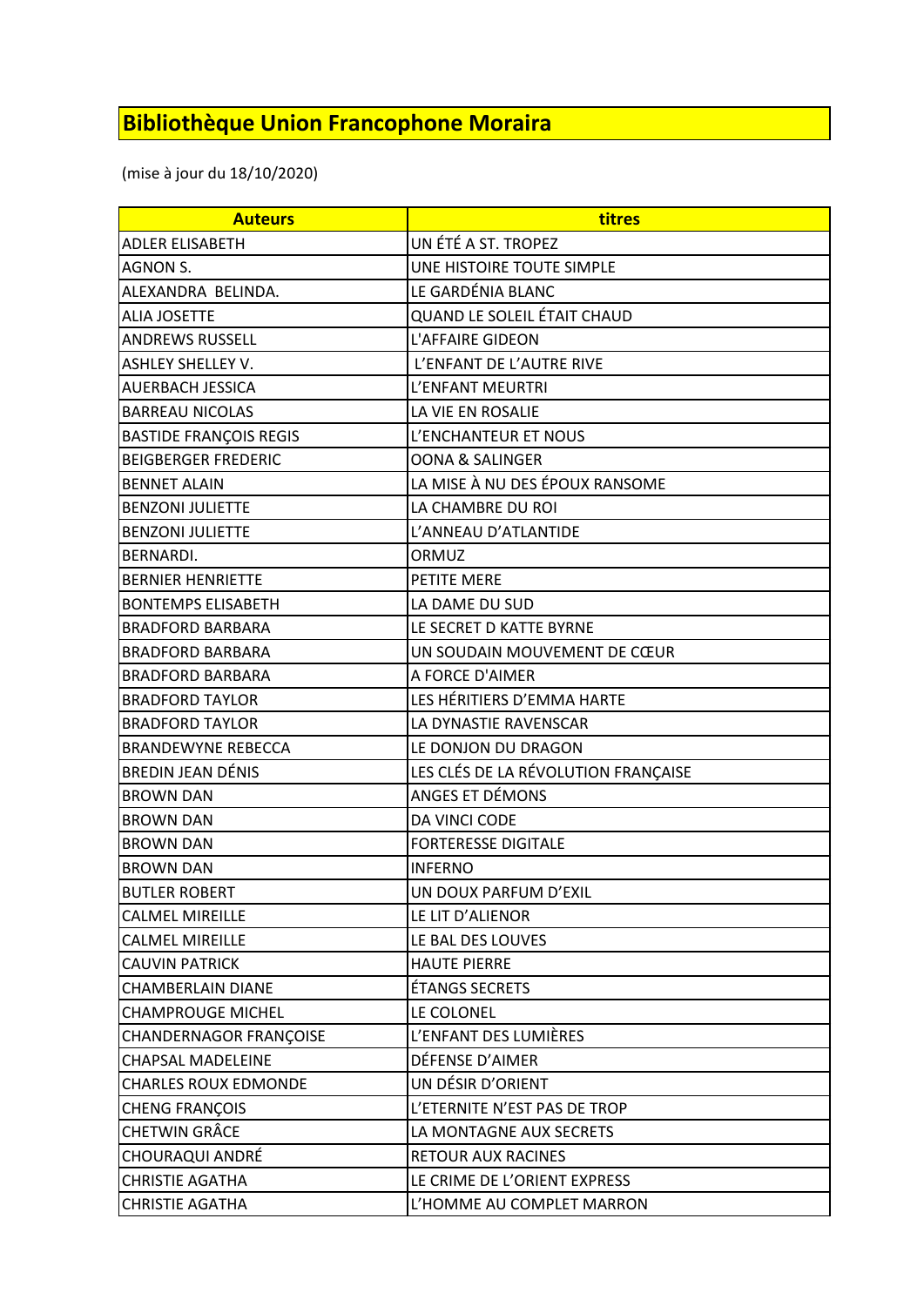# Bibliothèque Union Francophone Moraira

(mise à jour du 18/10/2020)

| Auteurs | titres |
|---|---|
| ADLER ELISABETH | UN ÉTÉ A ST. TROPEZ |
| AGNON S. | UNE HISTOIRE TOUTE SIMPLE |
| ALEXANDRA BELINDA. | LE GARDÉNIA BLANC |
| ALIA JOSETTE | QUAND LE SOLEIL ÉTAIT CHAUD |
| ANDREWS RUSSELL | L'AFFAIRE GIDEON |
| ASHLEY SHELLEY V. | L'ENFANT DE L'AUTRE RIVE |
| AUERBACH JESSICA | L'ENFANT MEURTRI |
| BARREAU NICOLAS | LA VIE EN ROSALIE |
| BASTIDE FRANÇOIS REGIS | L'ENCHANTEUR ET NOUS |
| BEIGBERGER FREDERIC | OONA & SALINGER |
| BENNET ALAIN | LA MISE À NU DES ÉPOUX RANSOME |
| BENZONI JULIETTE | LA CHAMBRE DU ROI |
| BENZONI JULIETTE | L'ANNEAU D'ATLANTIDE |
| BERNARDI. | ORMUZ |
| BERNIER HENRIETTE | PETITE MERE |
| BONTEMPS ELISABETH | LA DAME DU SUD |
| BRADFORD BARBARA | LE SECRET D KATTE BYRNE |
| BRADFORD BARBARA | UN SOUDAIN MOUVEMENT DE CŒUR |
| BRADFORD BARBARA | A FORCE D'AIMER |
| BRADFORD TAYLOR | LES HÉRITIERS D'EMMA HARTE |
| BRADFORD TAYLOR | LA DYNASTIE RAVENSCAR |
| BRANDEWYNE REBECCA | LE DONJON DU DRAGON |
| BREDIN JEAN DÉNIS | LES CLÉS DE LA RÉVOLUTION FRANÇAISE |
| BROWN DAN | ANGES ET DÉMONS |
| BROWN DAN | DA VINCI CODE |
| BROWN DAN | FORTERESSE DIGITALE |
| BROWN DAN | INFERNO |
| BUTLER ROBERT | UN DOUX PARFUM D'EXIL |
| CALMEL MIREILLE | LE LIT D'ALIENOR |
| CALMEL MIREILLE | LE BAL DES LOUVES |
| CAUVIN PATRICK | HAUTE PIERRE |
| CHAMBERLAIN DIANE | ÉTANGS SECRETS |
| CHAMPROUGE MICHEL | LE COLONEL |
| CHANDERNAGOR FRANÇOISE | L'ENFANT DES LUMIÈRES |
| CHAPSAL MADELEINE | DÉFENSE D'AIMER |
| CHARLES ROUX EDMONDE | UN DÉSIR D'ORIENT |
| CHENG FRANÇOIS | L'ETERNITE N'EST PAS DE TROP |
| CHETWIN GRÂCE | LA MONTAGNE AUX SECRETS |
| CHOURAQUI ANDRÉ | RETOUR AUX RACINES |
| CHRISTIE AGATHA | LE CRIME DE L'ORIENT EXPRESS |
| CHRISTIE AGATHA | L'HOMME AU COMPLET MARRON |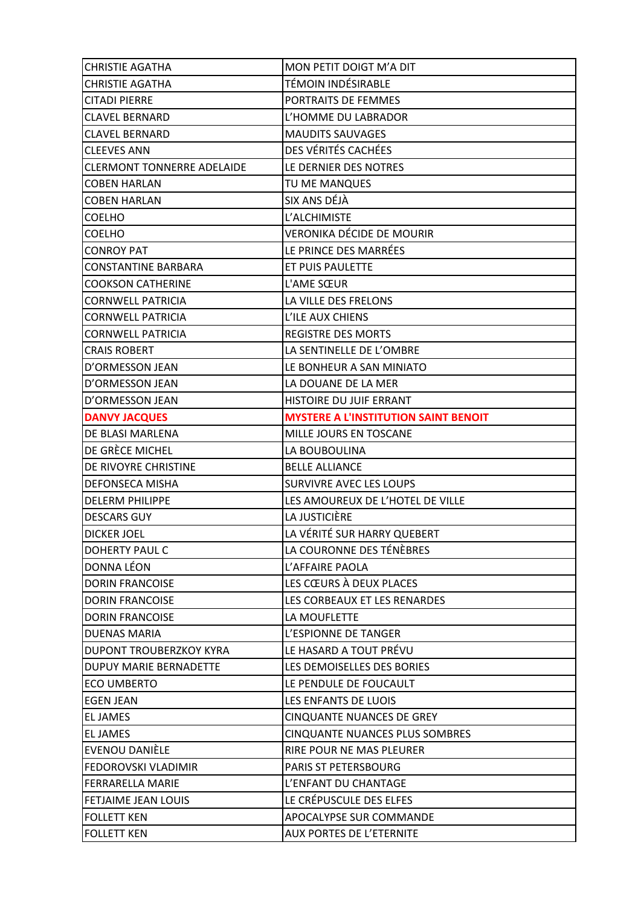| CHRISTIE AGATHA | MON PETIT DOIGT M'A DIT |
|---|---|
| CHRISTIE AGATHA | TÉMOIN INDÉSIRABLE |
| CITADI PIERRE | PORTRAITS DE FEMMES |
| CLAVEL BERNARD | L'HOMME DU LABRADOR |
| CLAVEL BERNARD | MAUDITS SAUVAGES |
| CLEEVES ANN | DES VÉRITÉS CACHÉES |
| CLERMONT TONNERRE ADELAIDE | LE DERNIER DES NOTRES |
| COBEN HARLAN | TU ME MANQUES |
| COBEN HARLAN | SIX ANS DÉJÀ |
| COELHO | L'ALCHIMISTE |
| COELHO | VERONIKA DÉCIDE DE MOURIR |
| CONROY PAT | LE PRINCE DES MARRÉES |
| CONSTANTINE BARBARA | ET PUIS PAULETTE |
| COOKSON CATHERINE | L'AME SŒUR |
| CORNWELL PATRICIA | LA VILLE DES FRELONS |
| CORNWELL PATRICIA | L'ILE AUX CHIENS |
| CORNWELL PATRICIA | REGISTRE DES MORTS |
| CRAIS ROBERT | LA SENTINELLE DE L'OMBRE |
| D'ORMESSON JEAN | LE BONHEUR A SAN MINIATO |
| D'ORMESSON JEAN | LA DOUANE DE LA MER |
| D'ORMESSON JEAN | HISTOIRE DU JUIF ERRANT |
| **DANVY JACQUES** | **MYSTERE A L'INSTITUTION SAINT BENOIT** |
| DE BLASI MARLENA | MILLE JOURS EN TOSCANE |
| DE GRÈCE MICHEL | LA BOUBOULINA |
| DE RIVOYRE CHRISTINE | BELLE ALLIANCE |
| DEFONSECA MISHA | SURVIVRE AVEC LES LOUPS |
| DELERM PHILIPPE | LES AMOUREUX DE L'HOTEL DE VILLE |
| DESCARS GUY | LA JUSTICIÈRE |
| DICKER JOEL | LA VÉRITÉ SUR HARRY QUEBERT |
| DOHERTY PAUL C | LA COURONNE DES TÉNÈBRES |
| DONNA LÉON | L'AFFAIRE PAOLA |
| DORIN FRANCOISE | LES CŒURS À DEUX PLACES |
| DORIN FRANCOISE | LES CORBEAUX ET LES RENARDES |
| DORIN FRANCOISE | LA MOUFLETTE |
| DUENAS MARIA | L'ESPIONNE DE TANGER |
| DUPONT TROUBERZKOY KYRA | LE HASARD A TOUT PRÉVU |
| DUPUY MARIE BERNADETTE | LES DEMOISELLES DES BORIES |
| ECO UMBERTO | LE PENDULE DE FOUCAULT |
| EGEN JEAN | LES ENFANTS DE LUOIS |
| EL JAMES | CINQUANTE NUANCES DE GREY |
| EL JAMES | CINQUANTE NUANCES PLUS SOMBRES |
| EVENOU DANIÈLE | RIRE POUR NE MAS PLEURER |
| FEDOROVSKI VLADIMIR | PARIS ST PETERSBOURG |
| FERRARELLA MARIE | L'ENFANT DU CHANTAGE |
| FETJAIME JEAN LOUIS | LE CRÉPUSCULE DES ELFES |
| FOLLETT KEN | APOCALYPSE SUR COMMANDE |
| FOLLETT KEN | AUX PORTES DE L'ETERNITE |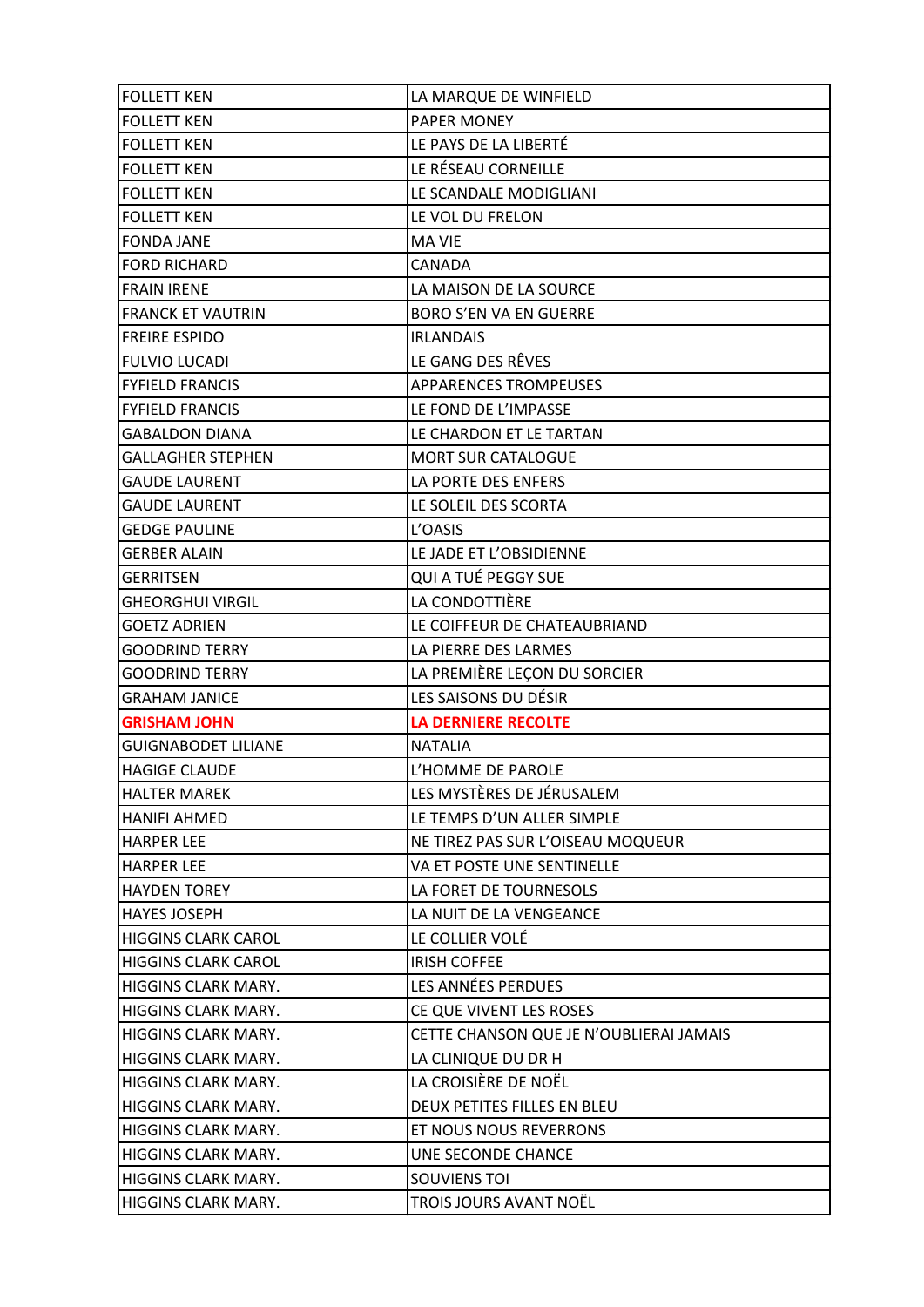| FOLLETT KEN | LA MARQUE DE WINFIELD |
|---|---|
| FOLLETT KEN | PAPER MONEY |
| FOLLETT KEN | LE PAYS DE LA LIBERTÉ |
| FOLLETT KEN | LE RÉSEAU CORNEILLE |
| FOLLETT KEN | LE SCANDALE MODIGLIANI |
| FOLLETT KEN | LE VOL DU FRELON |
| FONDA JANE | MA VIE |
| FORD RICHARD | CANADA |
| FRAIN IRENE | LA MAISON DE LA SOURCE |
| FRANCK ET VAUTRIN | BORO S'EN VA EN GUERRE |
| FREIRE ESPIDO | IRLANDAIS |
| FULVIO LUCADI | LE GANG DES RÊVES |
| FYFIELD FRANCIS | APPARENCES TROMPEUSES |
| FYFIELD FRANCIS | LE FOND DE L'IMPASSE |
| GABALDON DIANA | LE CHARDON ET LE TARTAN |
| GALLAGHER STEPHEN | MORT SUR CATALOGUE |
| GAUDE LAURENT | LA PORTE DES ENFERS |
| GAUDE LAURENT | LE SOLEIL DES SCORTA |
| GEDGE PAULINE | L'OASIS |
| GERBER ALAIN | LE JADE ET L'OBSIDIENNE |
| GERRITSEN | QUI A TUÉ PEGGY SUE |
| GHEORGHUI VIRGIL | LA CONDOTTIÈRE |
| GOETZ ADRIEN | LE COIFFEUR DE CHATEAUBRIAND |
| GOODRIND TERRY | LA PIERRE DES LARMES |
| GOODRIND TERRY | LA PREMIÈRE LEÇON DU SORCIER |
| GRAHAM JANICE | LES SAISONS DU DÉSIR |
| **GRISHAM JOHN** | **LA DERNIERE RECOLTE** |
| GUIGNABODET LILIANE | NATALIA |
| HAGIGE CLAUDE | L'HOMME DE PAROLE |
| HALTER MAREK | LES MYSTÈRES DE JÉRUSALEM |
| HANIFI AHMED | LE TEMPS D'UN ALLER SIMPLE |
| HARPER LEE | NE TIREZ PAS SUR L'OISEAU MOQUEUR |
| HARPER LEE | VA ET POSTE UNE SENTINELLE |
| HAYDEN TOREY | LA FORET DE TOURNESOLS |
| HAYES JOSEPH | LA NUIT DE LA VENGEANCE |
| HIGGINS CLARK CAROL | LE COLLIER VOLÉ |
| HIGGINS CLARK CAROL | IRISH COFFEE |
| HIGGINS CLARK MARY. | LES ANNÉES PERDUES |
| HIGGINS CLARK MARY. | CE QUE VIVENT LES ROSES |
| HIGGINS CLARK MARY. | CETTE CHANSON QUE JE N'OUBLIERAI JAMAIS |
| HIGGINS CLARK MARY. | LA CLINIQUE DU DR H |
| HIGGINS CLARK MARY. | LA CROISIÈRE DE NOËL |
| HIGGINS CLARK MARY. | DEUX PETITES FILLES EN BLEU |
| HIGGINS CLARK MARY. | ET NOUS NOUS REVERRONS |
| HIGGINS CLARK MARY. | UNE SECONDE CHANCE |
| HIGGINS CLARK MARY. | SOUVIENS TOI |
| HIGGINS CLARK MARY. | TROIS JOURS AVANT NOËL |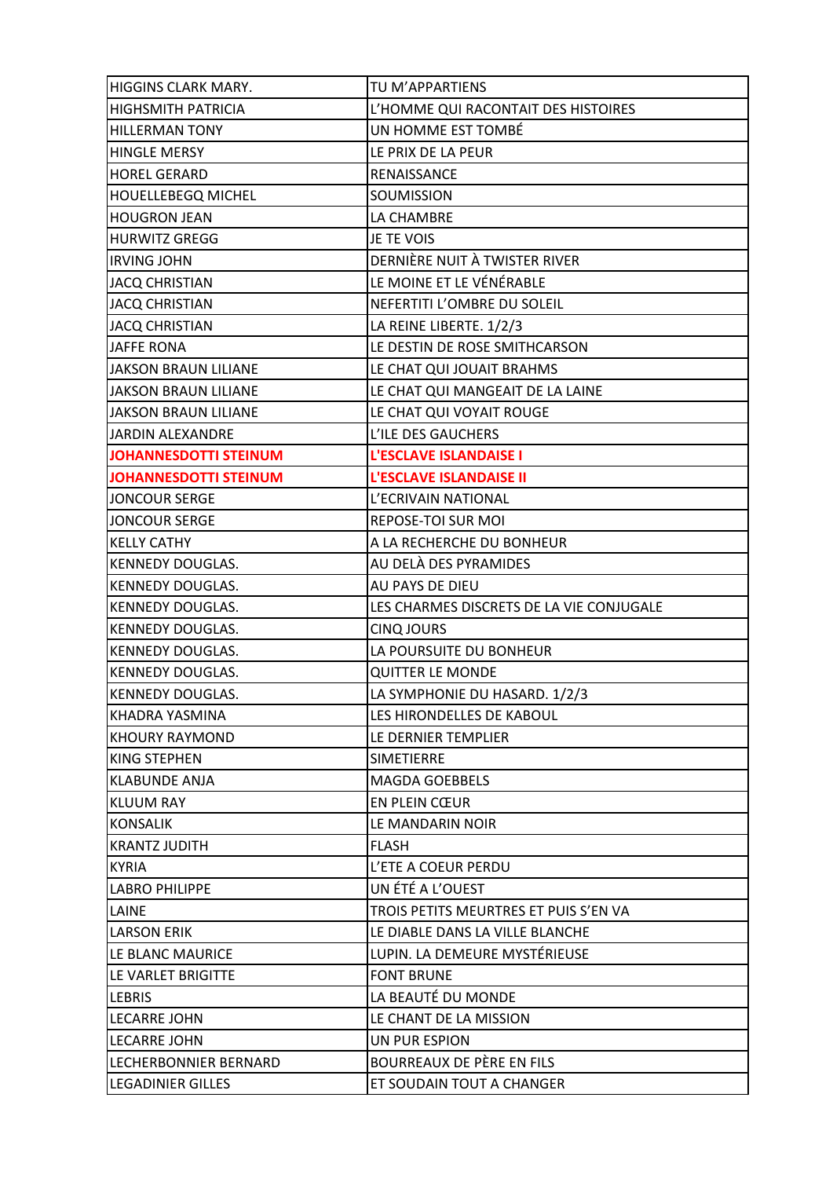| | |
|---|---|
| HIGGINS CLARK MARY. | TU M'APPARTIENS |
| HIGHSMITH PATRICIA | L'HOMME QUI RACONTAIT DES HISTOIRES |
| HILLERMAN TONY | UN HOMME EST TOMBÉ |
| HINGLE MERSY | LE PRIX DE LA PEUR |
| HOREL GERARD | RENAISSANCE |
| HOUELLEBEGQ MICHEL | SOUMISSION |
| HOUGRON JEAN | LA CHAMBRE |
| HURWITZ GREGG | JE TE VOIS |
| IRVING JOHN | DERNIÈRE NUIT À TWISTER RIVER |
| JACQ CHRISTIAN | LE MOINE ET LE VÉNÉRABLE |
| JACQ CHRISTIAN | NEFERTITI L'OMBRE DU SOLEIL |
| JACQ CHRISTIAN | LA REINE LIBERTE. 1/2/3 |
| JAFFE RONA | LE DESTIN DE ROSE SMITHCARSON |
| JAKSON BRAUN LILIANE | LE CHAT QUI JOUAIT BRAHMS |
| JAKSON BRAUN LILIANE | LE CHAT QUI MANGEAIT DE LA LAINE |
| JAKSON BRAUN LILIANE | LE CHAT QUI VOYAIT ROUGE |
| JARDIN ALEXANDRE | L'ILE DES GAUCHERS |
| **JOHANNESDOTTI STEINUM** | **L'ESCLAVE ISLANDAISE I** |
| **JOHANNESDOTTI STEINUM** | **L'ESCLAVE ISLANDAISE II** |
| JONCOUR SERGE | L'ECRIVAIN NATIONAL |
| JONCOUR SERGE | REPOSE-TOI SUR MOI |
| KELLY CATHY | A LA RECHERCHE DU BONHEUR |
| KENNEDY DOUGLAS. | AU DELÀ DES PYRAMIDES |
| KENNEDY DOUGLAS. | AU PAYS DE DIEU |
| KENNEDY DOUGLAS. | LES CHARMES DISCRETS DE LA VIE CONJUGALE |
| KENNEDY DOUGLAS. | CINQ JOURS |
| KENNEDY DOUGLAS. | LA POURSUITE DU BONHEUR |
| KENNEDY DOUGLAS. | QUITTER LE MONDE |
| KENNEDY DOUGLAS. | LA SYMPHONIE DU HASARD. 1/2/3 |
| KHADRA YASMINA | LES HIRONDELLES DE KABOUL |
| KHOURY RAYMOND | LE DERNIER TEMPLIER |
| KING STEPHEN | SIMETIERRE |
| KLABUNDE ANJA | MAGDA GOEBBELS |
| KLUUM RAY | EN PLEIN CŒUR |
| KONSALIK | LE MANDARIN NOIR |
| KRANTZ JUDITH | FLASH |
| KYRIA | L'ETE A COEUR PERDU |
| LABRO PHILIPPE | UN ÉTÉ A L'OUEST |
| LAINE | TROIS PETITS MEURTRES ET PUIS S'EN VA |
| LARSON ERIK | LE DIABLE DANS LA VILLE BLANCHE |
| LE BLANC MAURICE | LUPIN. LA DEMEURE MYSTÉRIEUSE |
| LE VARLET BRIGITTE | FONT BRUNE |
| LEBRIS | LA BEAUTÉ DU MONDE |
| LECARRE JOHN | LE CHANT DE LA MISSION |
| LECARRE JOHN | UN PUR ESPION |
| LECHERBONNIER BERNARD | BOURREAUX DE PÈRE EN FILS |
| LEGADINIER GILLES | ET SOUDAIN TOUT A CHANGER |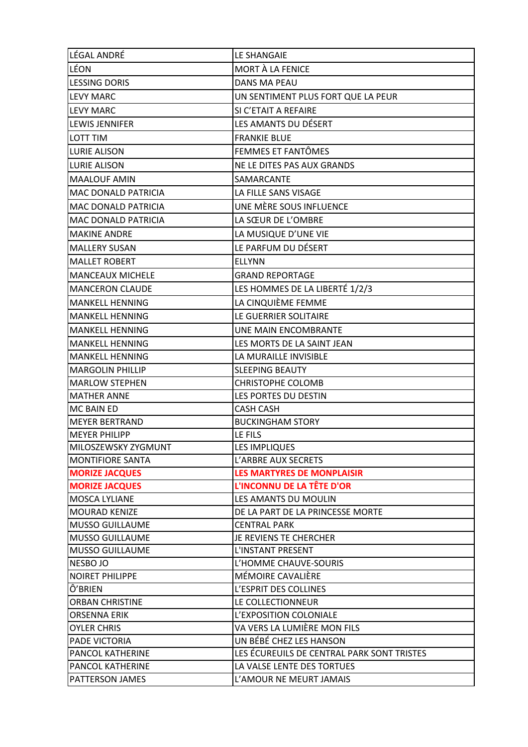| LÉGAL ANDRÉ | LE SHANGAIE |
|---|---|
| LÉON | MORT À LA FENICE |
| LESSING DORIS | DANS MA PEAU |
| LEVY MARC | UN SENTIMENT PLUS FORT QUE LA PEUR |
| LEVY MARC | SI C'ETAIT A REFAIRE |
| LEWIS JENNIFER | LES AMANTS DU DÉSERT |
| LOTT TIM | FRANKIE BLUE |
| LURIE ALISON | FEMMES ET FANTÔMES |
| LURIE ALISON | NE LE DITES PAS AUX GRANDS |
| MAALOUF AMIN | SAMARCANTE |
| MAC DONALD PATRICIA | LA FILLE SANS VISAGE |
| MAC DONALD PATRICIA | UNE MÈRE SOUS INFLUENCE |
| MAC DONALD PATRICIA | LA SŒUR DE L'OMBRE |
| MAKINE ANDRE | LA MUSIQUE D'UNE VIE |
| MALLERY SUSAN | LE PARFUM DU DÉSERT |
| MALLET ROBERT | ELLYNN |
| MANCEAUX MICHELE | GRAND REPORTAGE |
| MANCERON CLAUDE | LES HOMMES DE LA LIBERTÉ 1/2/3 |
| MANKELL HENNING | LA CINQUIÈME FEMME |
| MANKELL HENNING | LE GUERRIER SOLITAIRE |
| MANKELL HENNING | UNE MAIN ENCOMBRANTE |
| MANKELL HENNING | LES MORTS DE LA SAINT JEAN |
| MANKELL HENNING | LA MURAILLE INVISIBLE |
| MARGOLIN PHILLIP | SLEEPING BEAUTY |
| MARLOW STEPHEN | CHRISTOPHE COLOMB |
| MATHER ANNE | LES PORTES DU DESTIN |
| MC BAIN ED | CASH CASH |
| MEYER BERTRAND | BUCKINGHAM STORY |
| MEYER PHILIPP | LE FILS |
| MILOSZEWSKY ZYGMUNT | LES IMPLIQUES |
| MONTIFIORE SANTA | L'ARBRE AUX SECRETS |
| **MORIZE JACQUES** | **LES MARTYRES DE MONPLAISIR** |
| **MORIZE JACQUES** | **L'INCONNU DE LA TÊTE D'OR** |
| MOSCA LYLIANE | LES AMANTS DU MOULIN |
| MOURAD KENIZE | DE LA PART DE LA PRINCESSE MORTE |
| MUSSO GUILLAUME | CENTRAL PARK |
| MUSSO GUILLAUME | JE REVIENS TE CHERCHER |
| MUSSO GUILLAUME | L'INSTANT PRESENT |
| NESBO JO | L'HOMME CHAUVE-SOURIS |
| NOIRET PHILIPPE | MÉMOIRE CAVALIÈRE |
| Ô'BRIEN | L'ESPRIT DES COLLINES |
| ORBAN CHRISTINE | LE COLLECTIONNEUR |
| ORSENNA ERIK | L'EXPOSITION COLONIALE |
| OYLER CHRIS | VA VERS LA LUMIÈRE MON FILS |
| PADE VICTORIA | UN BÉBÉ CHEZ LES HANSON |
| PANCOL KATHERINE | LES ÉCUREUILS DE CENTRAL PARK SONT TRISTES |
| PANCOL KATHERINE | LA VALSE LENTE DES TORTUES |
| PATTERSON JAMES | L'AMOUR NE MEURT JAMAIS |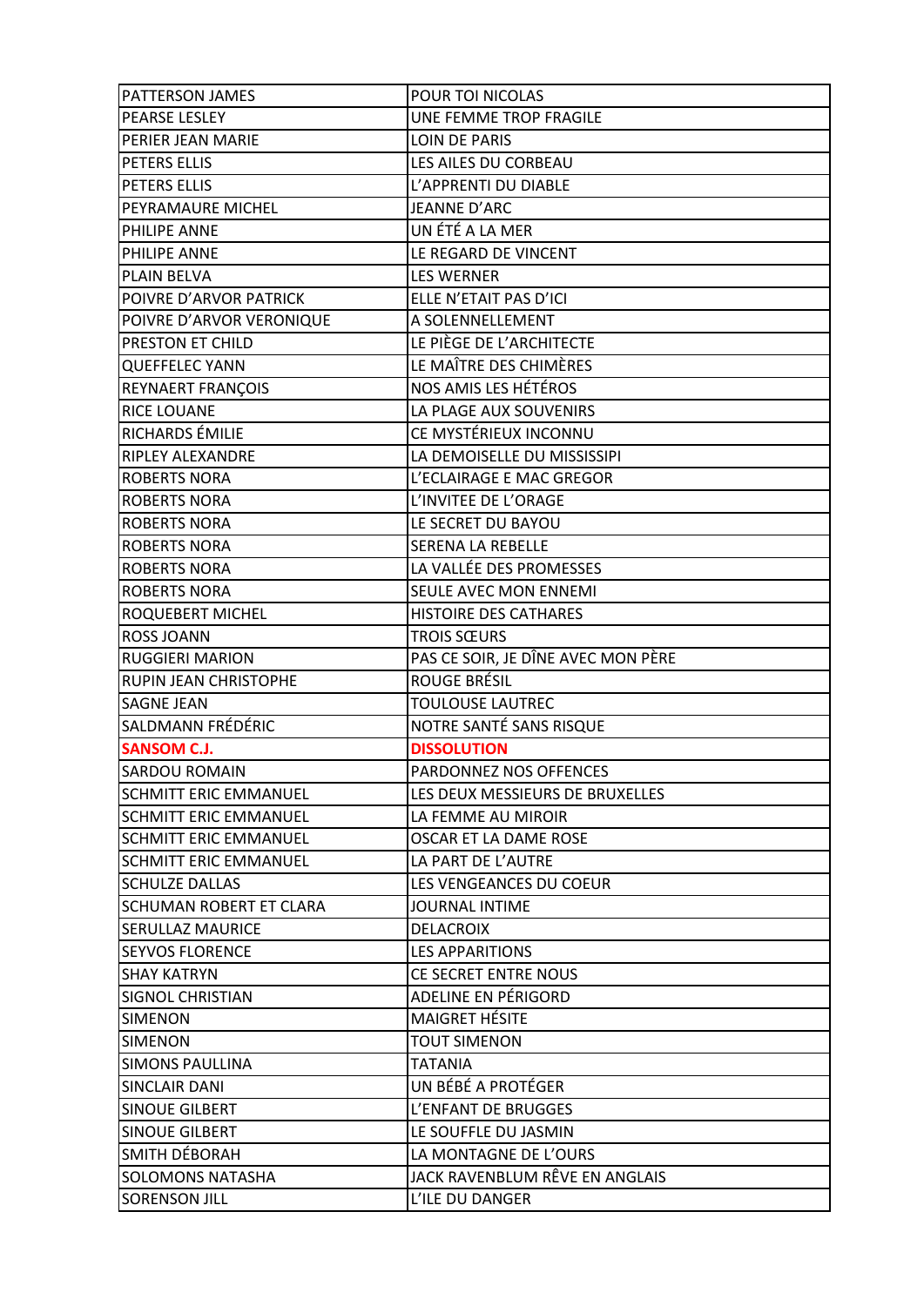| | |
|---|---|
| PATTERSON JAMES | POUR TOI NICOLAS |
| PEARSE LESLEY | UNE FEMME TROP FRAGILE |
| PERIER JEAN MARIE | LOIN DE PARIS |
| PETERS ELLIS | LES AILES DU CORBEAU |
| PETERS ELLIS | L'APPRENTI DU DIABLE |
| PEYRAMAURE MICHEL | JEANNE D'ARC |
| PHILIPE ANNE | UN ÉTÉ A LA MER |
| PHILIPE ANNE | LE REGARD DE VINCENT |
| PLAIN BELVA | LES WERNER |
| POIVRE D'ARVOR PATRICK | ELLE N'ETAIT PAS D'ICI |
| POIVRE D'ARVOR VERONIQUE | A SOLENNELLEMENT |
| PRESTON ET CHILD | LE PIÈGE DE L'ARCHITECTE |
| QUEFFELEC YANN | LE MAÎTRE DES CHIMÈRES |
| REYNAERT FRANÇOIS | NOS AMIS LES HÉTÉROS |
| RICE LOUANE | LA PLAGE AUX SOUVENIRS |
| RICHARDS ÉMILIE | CE MYSTÉRIEUX INCONNU |
| RIPLEY ALEXANDRE | LA DEMOISELLE DU MISSISSIPI |
| ROBERTS NORA | L'ECLAIRAGE E MAC GREGOR |
| ROBERTS NORA | L'INVITEE DE L'ORAGE |
| ROBERTS NORA | LE SECRET DU BAYOU |
| ROBERTS NORA | SERENA LA REBELLE |
| ROBERTS NORA | LA VALLÉE DES PROMESSES |
| ROBERTS NORA | SEULE AVEC MON ENNEMI |
| ROQUEBERT MICHEL | HISTOIRE DES CATHARES |
| ROSS JOANN | TROIS SŒURS |
| RUGGIERI MARION | PAS CE SOIR, JE DÎNE AVEC MON PÈRE |
| RUPIN JEAN CHRISTOPHE | ROUGE BRÉSIL |
| SAGNE JEAN | TOULOUSE LAUTREC |
| SALDMANN FRÉDÉRIC | NOTRE SANTÉ SANS RISQUE |
| **SANSOM C.J.** | **DISSOLUTION** |
| SARDOU ROMAIN | PARDONNEZ NOS OFFENCES |
| SCHMITT ERIC EMMANUEL | LES DEUX MESSIEURS DE BRUXELLES |
| SCHMITT ERIC EMMANUEL | LA FEMME AU MIROIR |
| SCHMITT ERIC EMMANUEL | OSCAR ET LA DAME ROSE |
| SCHMITT ERIC EMMANUEL | LA PART DE L'AUTRE |
| SCHULZE DALLAS | LES VENGEANCES DU COEUR |
| SCHUMAN ROBERT ET CLARA | JOURNAL INTIME |
| SERULLAZ MAURICE | DELACROIX |
| SEYVOS FLORENCE | LES APPARITIONS |
| SHAY KATRYN | CE SECRET ENTRE NOUS |
| SIGNOL CHRISTIAN | ADELINE EN PÉRIGORD |
| SIMENON | MAIGRET HÉSITE |
| SIMENON | TOUT SIMENON |
| SIMONS PAULLINA | TATANIA |
| SINCLAIR DANI | UN BÉBÉ A PROTÉGER |
| SINOUE GILBERT | L'ENFANT DE BRUGGES |
| SINOUE GILBERT | LE SOUFFLE DU JASMIN |
| SMITH DÉBORAH | LA MONTAGNE DE L'OURS |
| SOLOMONS NATASHA | JACK RAVENBLUM RÊVE EN ANGLAIS |
| SORENSON JILL | L'ILE DU DANGER |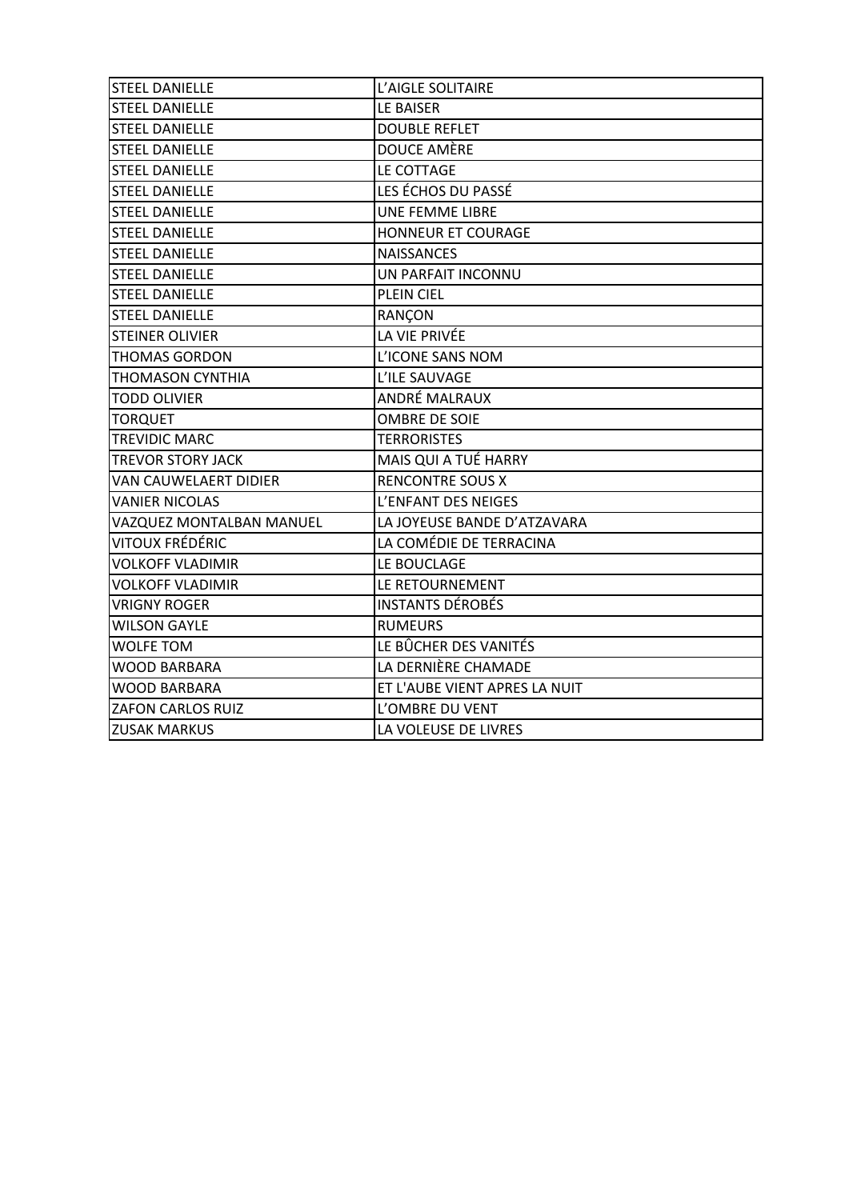| | |
|---|---|
| STEEL DANIELLE | L’AIGLE SOLITAIRE |
| STEEL DANIELLE | LE BAISER |
| STEEL DANIELLE | DOUBLE REFLET |
| STEEL DANIELLE | DOUCE AMÈRE |
| STEEL DANIELLE | LE COTTAGE |
| STEEL DANIELLE | LES ÉCHOS DU PASSÉ |
| STEEL DANIELLE | UNE FEMME LIBRE |
| STEEL DANIELLE | HONNEUR ET COURAGE |
| STEEL DANIELLE | NAISSANCES |
| STEEL DANIELLE | UN PARFAIT INCONNU |
| STEEL DANIELLE | PLEIN CIEL |
| STEEL DANIELLE | RANÇON |
| STEINER OLIVIER | LA VIE PRIVÉE |
| THOMAS GORDON | L’ICONE SANS NOM |
| THOMASON CYNTHIA | L’ILE SAUVAGE |
| TODD OLIVIER | ANDRÉ MALRAUX |
| TORQUET | OMBRE DE SOIE |
| TREVIDIC MARC | TERRORISTES |
| TREVOR STORY JACK | MAIS QUI A TUÉ HARRY |
| VAN CAUWELAERT DIDIER | RENCONTRE SOUS X |
| VANIER NICOLAS | L’ENFANT DES NEIGES |
| VAZQUEZ MONTALBAN MANUEL | LA JOYEUSE BANDE D’ATZAVARA |
| VITOUX FRÉDÉRIC | LA COMÉDIE DE TERRACINA |
| VOLKOFF VLADIMIR | LE BOUCLAGE |
| VOLKOFF VLADIMIR | LE RETOURNEMENT |
| VRIGNY ROGER | INSTANTS DÉROBÉS |
| WILSON GAYLE | RUMEURS |
| WOLFE TOM | LE BÛCHER DES VANITÉS |
| WOOD BARBARA | LA DERNIÈRE CHAMADE |
| WOOD BARBARA | ET L'AUBE VIENT APRES LA NUIT |
| ZAFON CARLOS RUIZ | L’OMBRE DU VENT |
| ZUSAK MARKUS | LA VOLEUSE DE LIVRES |